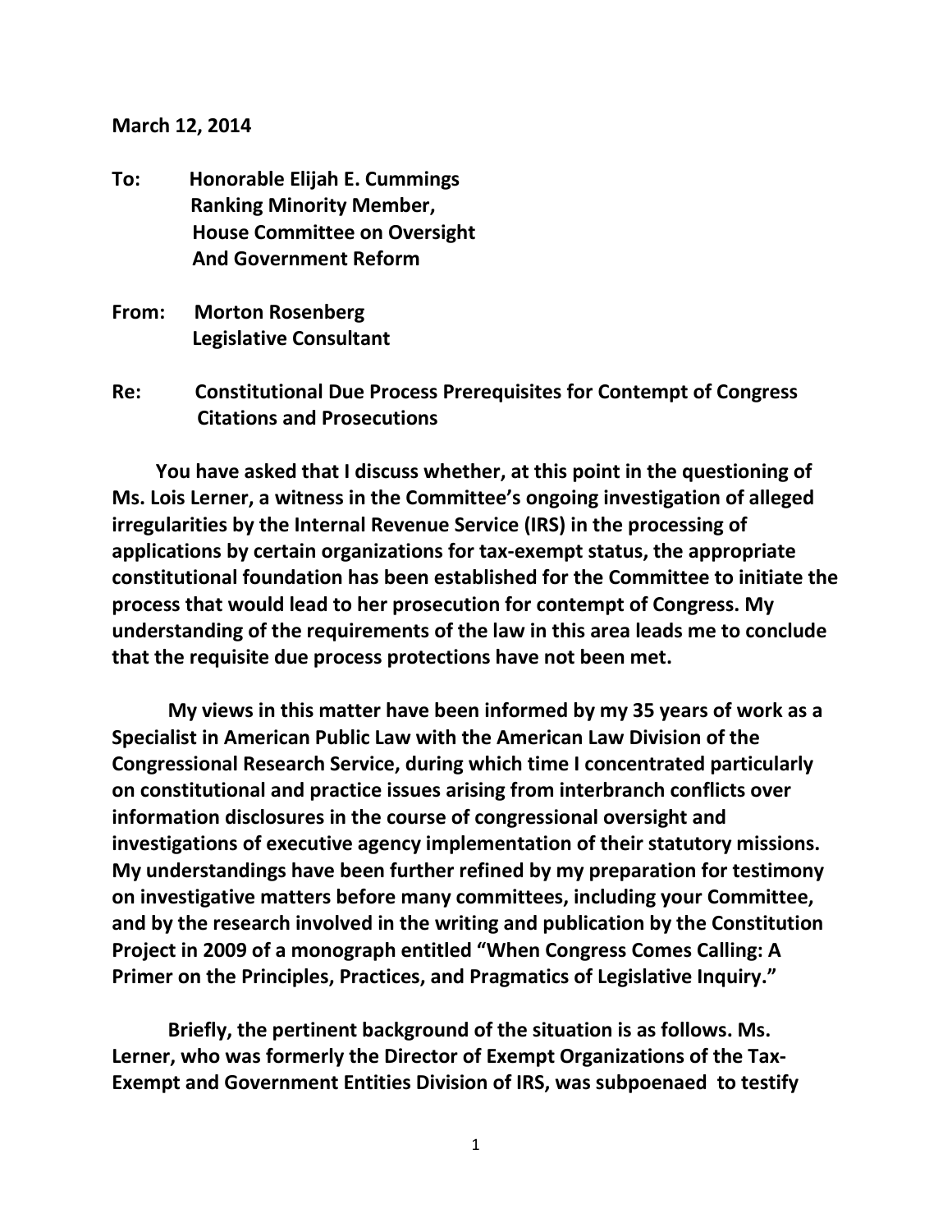**March 12, 2014**

**To:** **Honorable Elijah E. Cummings**
**Ranking Minority Member,**
**House Committee on Oversight**
**And Government Reform**

**From:** **Morton Rosenberg**
**Legislative Consultant**

**Re:** **Constitutional Due Process Prerequisites for Contempt of Congress Citations and Prosecutions**

**You have asked that I discuss whether, at this point in the questioning of Ms. Lois Lerner, a witness in the Committee's ongoing investigation of alleged irregularities by the Internal Revenue Service (IRS) in the processing of applications by certain organizations for tax-exempt status, the appropriate constitutional foundation has been established for the Committee to initiate the process that would lead to her prosecution for contempt of Congress. My understanding of the requirements of the law in this area leads me to conclude that the requisite due process protections have not been met.**

**My views in this matter have been informed by my 35 years of work as a Specialist in American Public Law with the American Law Division of the Congressional Research Service, during which time I concentrated particularly on constitutional and practice issues arising from interbranch conflicts over information disclosures in the course of congressional oversight and investigations of executive agency implementation of their statutory missions. My understandings have been further refined by my preparation for testimony on investigative matters before many committees, including your Committee, and by the research involved in the writing and publication by the Constitution Project in 2009 of a monograph entitled "When Congress Comes Calling: A Primer on the Principles, Practices, and Pragmatics of Legislative Inquiry."**

**Briefly, the pertinent background of the situation is as follows. Ms. Lerner, who was formerly the Director of Exempt Organizations of the Tax-Exempt and Government Entities Division of IRS, was subpoenaed to testify**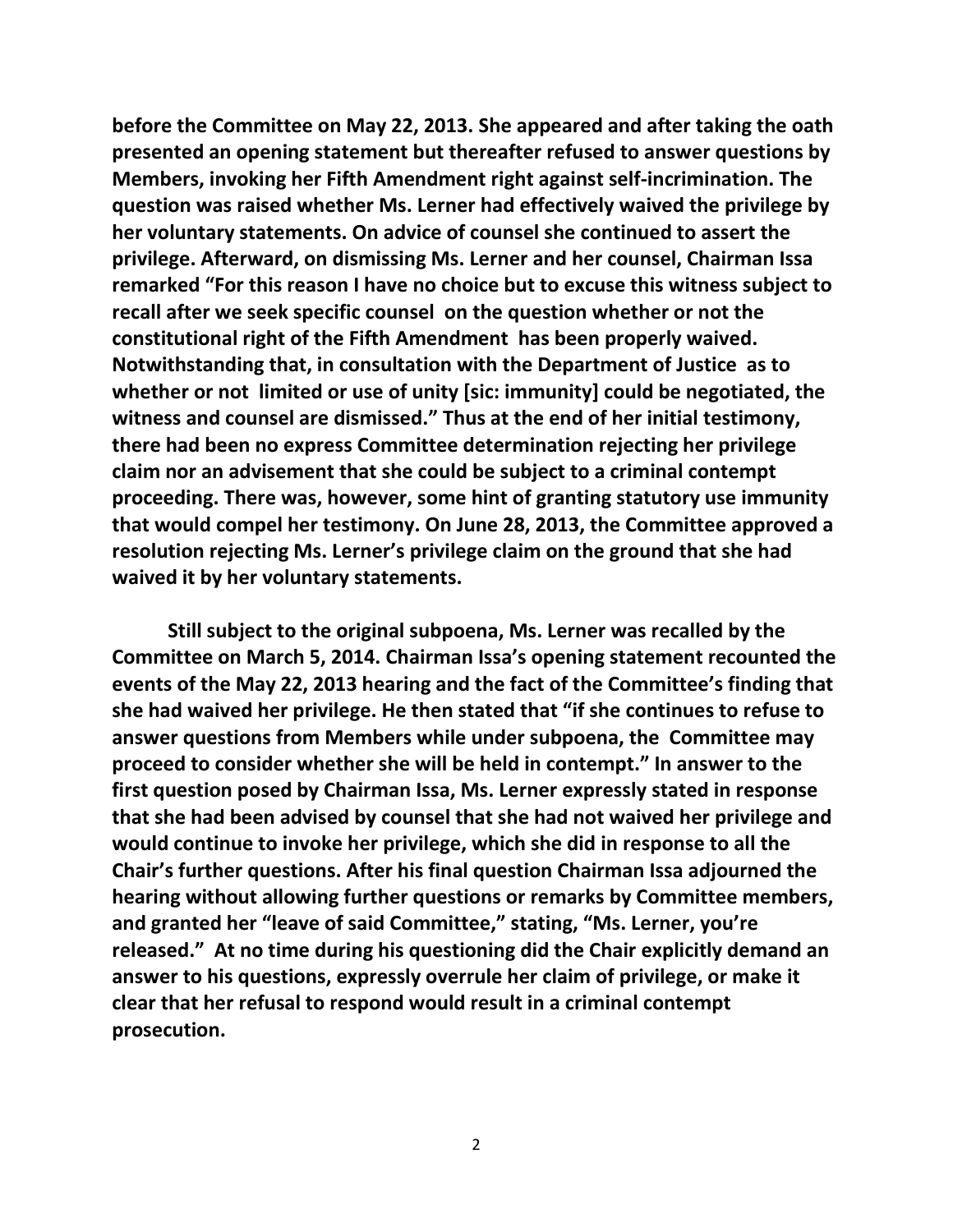**before the Committee on May 22, 2013. She appeared and after taking the oath presented an opening statement but thereafter refused to answer questions by Members, invoking her Fifth Amendment right against self-incrimination. The question was raised whether Ms. Lerner had effectively waived the privilege by her voluntary statements. On advice of counsel she continued to assert the privilege. Afterward, on dismissing Ms. Lerner and her counsel, Chairman Issa remarked "For this reason I have no choice but to excuse this witness subject to recall after we seek specific counsel on the question whether or not the constitutional right of the Fifth Amendment has been properly waived. Notwithstanding that, in consultation with the Department of Justice as to whether or not limited or use of unity [sic: immunity] could be negotiated, the witness and counsel are dismissed." Thus at the end of her initial testimony, there had been no express Committee determination rejecting her privilege claim nor an advisement that she could be subject to a criminal contempt proceeding. There was, however, some hint of granting statutory use immunity that would compel her testimony. On June 28, 2013, the Committee approved a resolution rejecting Ms. Lerner's privilege claim on the ground that she had waived it by her voluntary statements.**

**Still subject to the original subpoena, Ms. Lerner was recalled by the Committee on March 5, 2014. Chairman Issa's opening statement recounted the events of the May 22, 2013 hearing and the fact of the Committee's finding that she had waived her privilege. He then stated that "if she continues to refuse to answer questions from Members while under subpoena, the Committee may proceed to consider whether she will be held in contempt." In answer to the first question posed by Chairman Issa, Ms. Lerner expressly stated in response that she had been advised by counsel that she had not waived her privilege and would continue to invoke her privilege, which she did in response to all the Chair's further questions. After his final question Chairman Issa adjourned the hearing without allowing further questions or remarks by Committee members, and granted her "leave of said Committee," stating, "Ms. Lerner, you're released." At no time during his questioning did the Chair explicitly demand an answer to his questions, expressly overrule her claim of privilege, or make it clear that her refusal to respond would result in a criminal contempt prosecution.**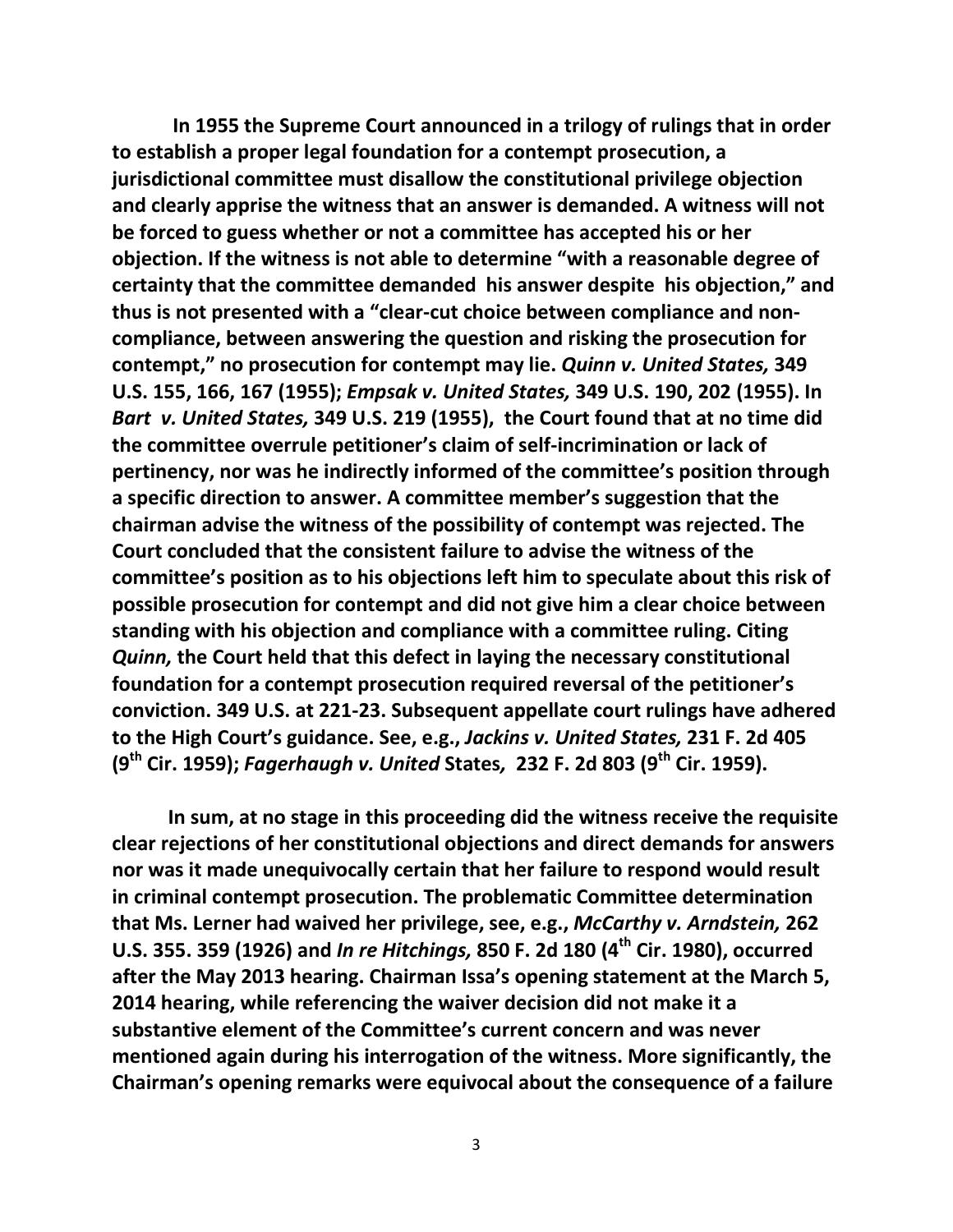**In 1955 the Supreme Court announced in a trilogy of rulings that in order to establish a proper legal foundation for a contempt prosecution, a jurisdictional committee must disallow the constitutional privilege objection and clearly apprise the witness that an answer is demanded. A witness will not be forced to guess whether or not a committee has accepted his or her objection. If the witness is not able to determine "with a reasonable degree of certainty that the committee demanded his answer despite his objection," and thus is not presented with a "clear-cut choice between compliance and non-compliance, between answering the question and risking the prosecution for contempt," no prosecution for contempt may lie. *Quinn v. United States,* 349 U.S. 155, 166, 167 (1955); *Empsak v. United States,* 349 U.S. 190, 202 (1955). In *Bart v. United States,* 349 U.S. 219 (1955), the Court found that at no time did the committee overrule petitioner's claim of self-incrimination or lack of pertinency, nor was he indirectly informed of the committee's position through a specific direction to answer. A committee member's suggestion that the chairman advise the witness of the possibility of contempt was rejected. The Court concluded that the consistent failure to advise the witness of the committee's position as to his objections left him to speculate about this risk of possible prosecution for contempt and did not give him a clear choice between standing with his objection and compliance with a committee ruling. Citing *Quinn,* the Court held that this defect in laying the necessary constitutional foundation for a contempt prosecution required reversal of the petitioner's conviction. 349 U.S. at 221-23. Subsequent appellate court rulings have adhered to the High Court's guidance. See, e.g., *Jackins v. United States,* 231 F. 2d 405 (9th Cir. 1959); *Fagerhaugh v. United* States, 232 F. 2d 803 (9th Cir. 1959).**

**In sum, at no stage in this proceeding did the witness receive the requisite clear rejections of her constitutional objections and direct demands for answers nor was it made unequivocally certain that her failure to respond would result in criminal contempt prosecution. The problematic Committee determination that Ms. Lerner had waived her privilege, see, e.g., *McCarthy v. Arndstein,* 262 U.S. 355. 359 (1926) and *In re Hitchings,* 850 F. 2d 180 (4th Cir. 1980), occurred after the May 2013 hearing. Chairman Issa's opening statement at the March 5, 2014 hearing, while referencing the waiver decision did not make it a substantive element of the Committee's current concern and was never mentioned again during his interrogation of the witness. More significantly, the Chairman's opening remarks were equivocal about the consequence of a failure**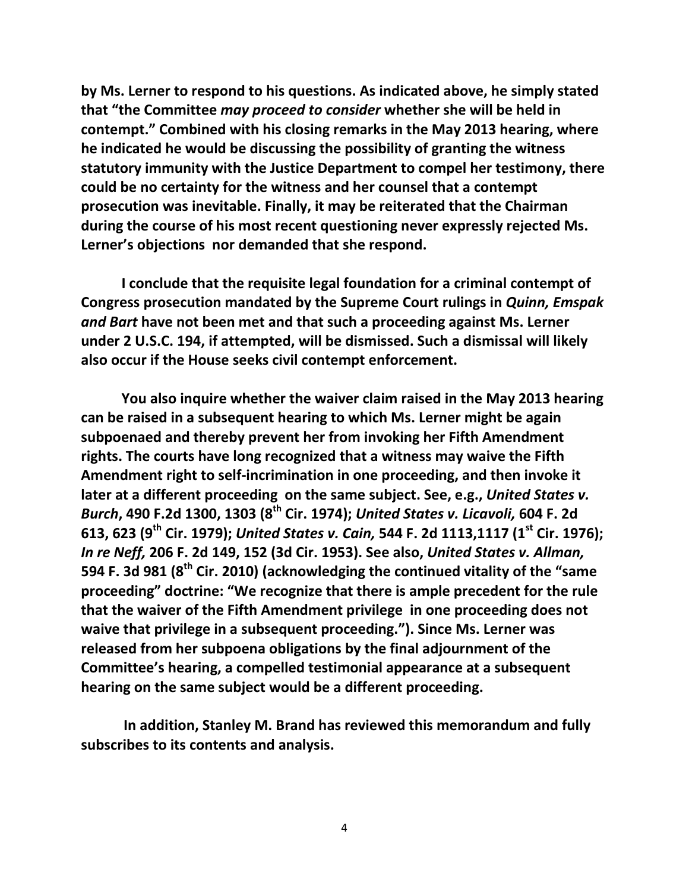**by Ms. Lerner to respond to his questions. As indicated above, he simply stated that "the Committee *may proceed to consider* whether she will be held in contempt." Combined with his closing remarks in the May 2013 hearing, where he indicated he would be discussing the possibility of granting the witness statutory immunity with the Justice Department to compel her testimony, there could be no certainty for the witness and her counsel that a contempt prosecution was inevitable. Finally, it may be reiterated that the Chairman during the course of his most recent questioning never expressly rejected Ms. Lerner's objections nor demanded that she respond.**

**I conclude that the requisite legal foundation for a criminal contempt of Congress prosecution mandated by the Supreme Court rulings in *Quinn, Emspak and Bart* have not been met and that such a proceeding against Ms. Lerner under 2 U.S.C. 194, if attempted, will be dismissed. Such a dismissal will likely also occur if the House seeks civil contempt enforcement.**

**You also inquire whether the waiver claim raised in the May 2013 hearing can be raised in a subsequent hearing to which Ms. Lerner might be again subpoenaed and thereby prevent her from invoking her Fifth Amendment rights. The courts have long recognized that a witness may waive the Fifth Amendment right to self-incrimination in one proceeding, and then invoke it later at a different proceeding on the same subject. See, e.g., *United States v. Burch*, 490 F.2d 1300, 1303 (8th Cir. 1974); *United States v. Licavoli,* 604 F. 2d 613, 623 (9th Cir. 1979); *United States v. Cain,* 544 F. 2d 1113,1117 (1st Cir. 1976); *In re Neff,* 206 F. 2d 149, 152 (3d Cir. 1953). See also, *United States v. Allman,* 594 F. 3d 981 (8th Cir. 2010) (acknowledging the continued vitality of the "same proceeding" doctrine: "We recognize that there is ample precedent for the rule that the waiver of the Fifth Amendment privilege in one proceeding does not waive that privilege in a subsequent proceeding."). Since Ms. Lerner was released from her subpoena obligations by the final adjournment of the Committee's hearing, a compelled testimonial appearance at a subsequent hearing on the same subject would be a different proceeding.**

**In addition, Stanley M. Brand has reviewed this memorandum and fully subscribes to its contents and analysis.**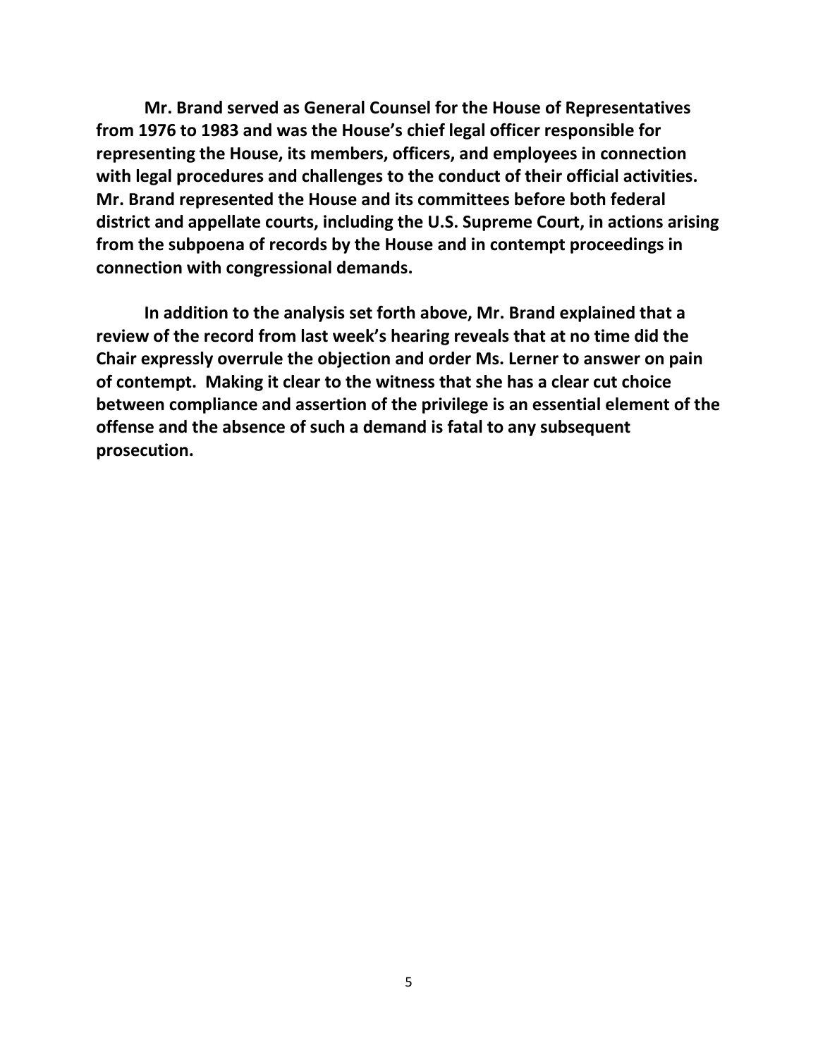**Mr. Brand served as General Counsel for the House of Representatives from 1976 to 1983 and was the House's chief legal officer responsible for representing the House, its members, officers, and employees in connection with legal procedures and challenges to the conduct of their official activities. Mr. Brand represented the House and its committees before both federal district and appellate courts, including the U.S. Supreme Court, in actions arising from the subpoena of records by the House and in contempt proceedings in connection with congressional demands.**

**In addition to the analysis set forth above, Mr. Brand explained that a review of the record from last week's hearing reveals that at no time did the Chair expressly overrule the objection and order Ms. Lerner to answer on pain of contempt. Making it clear to the witness that she has a clear cut choice between compliance and assertion of the privilege is an essential element of the offense and the absence of such a demand is fatal to any subsequent prosecution.**